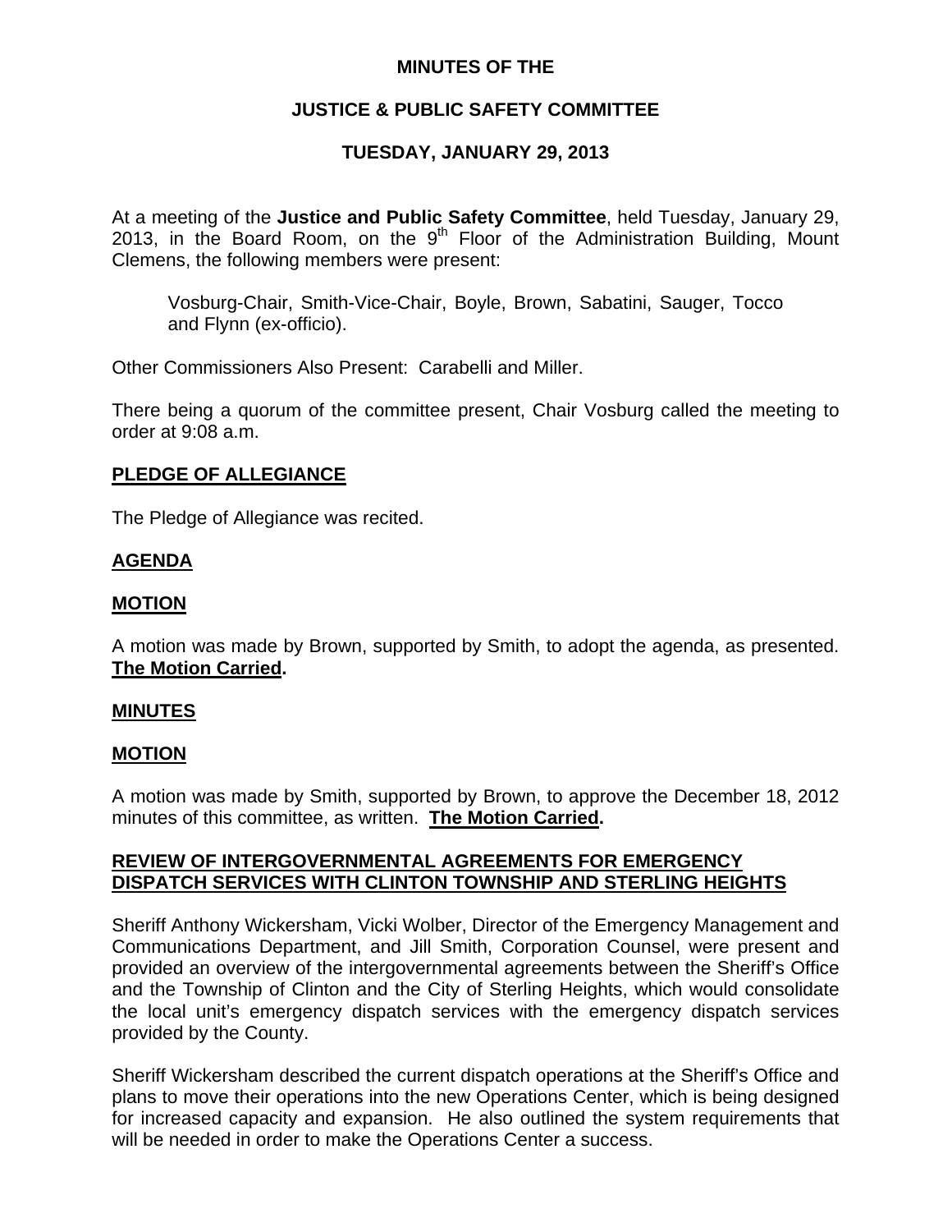**MINUTES OF THE**

**JUSTICE & PUBLIC SAFETY COMMITTEE**

**TUESDAY, JANUARY 29, 2013**

At a meeting of the **Justice and Public Safety Committee**, held Tuesday, January 29, 2013, in the Board Room, on the 9th Floor of the Administration Building, Mount Clemens, the following members were present:

> Vosburg-Chair, Smith-Vice-Chair, Boyle, Brown, Sabatini, Sauger, Tocco and Flynn (ex-officio).

Other Commissioners Also Present: Carabelli and Miller.

There being a quorum of the committee present, Chair Vosburg called the meeting to order at 9:08 a.m.

**PLEDGE OF ALLEGIANCE**

The Pledge of Allegiance was recited.

**AGENDA**

**MOTION**

A motion was made by Brown, supported by Smith, to adopt the agenda, as presented. **The Motion Carried.**

**MINUTES**

**MOTION**

A motion was made by Smith, supported by Brown, to approve the December 18, 2012 minutes of this committee, as written. **The Motion Carried.**

**REVIEW OF INTERGOVERNMENTAL AGREEMENTS FOR EMERGENCY DISPATCH SERVICES WITH CLINTON TOWNSHIP AND STERLING HEIGHTS**

Sheriff Anthony Wickersham, Vicki Wolber, Director of the Emergency Management and Communications Department, and Jill Smith, Corporation Counsel, were present and provided an overview of the intergovernmental agreements between the Sheriff's Office and the Township of Clinton and the City of Sterling Heights, which would consolidate the local unit's emergency dispatch services with the emergency dispatch services provided by the County.

Sheriff Wickersham described the current dispatch operations at the Sheriff's Office and plans to move their operations into the new Operations Center, which is being designed for increased capacity and expansion. He also outlined the system requirements that will be needed in order to make the Operations Center a success.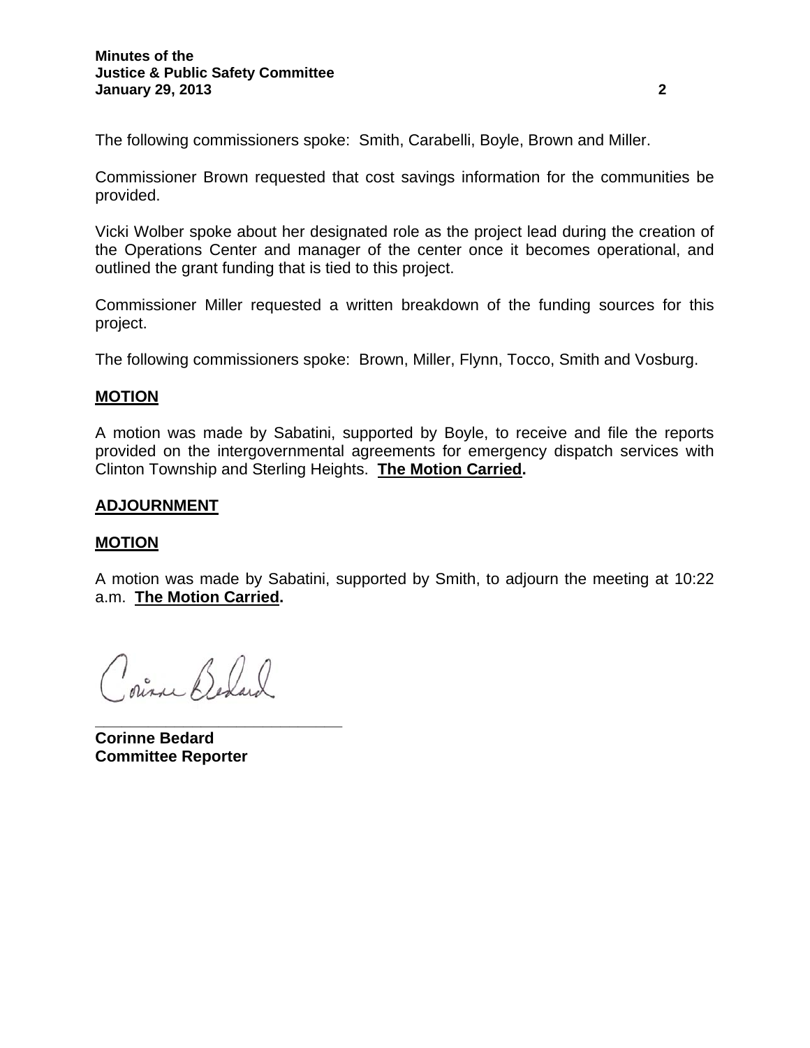The following commissioners spoke: Smith, Carabelli, Boyle, Brown and Miller.

Commissioner Brown requested that cost savings information for the communities be provided.

Vicki Wolber spoke about her designated role as the project lead during the creation of the Operations Center and manager of the center once it becomes operational, and outlined the grant funding that is tied to this project.

Commissioner Miller requested a written breakdown of the funding sources for this project.

The following commissioners spoke: Brown, Miller, Flynn, Tocco, Smith and Vosburg.

**MOTION**

A motion was made by Sabatini, supported by Boyle, to receive and file the reports provided on the intergovernmental agreements for emergency dispatch services with Clinton Township and Sterling Heights. **The Motion Carried.**

**ADJOURNMENT**

**MOTION**

A motion was made by Sabatini, supported by Smith, to adjourn the meeting at 10:22 a.m. **The Motion Carried.**

\_\_\_\_\_\_\_\_\_\_\_\_\_\_\_\_\_\_\_\_\_\_\_\_\_\_\_\_\_\_

**Corinne Bedard**
**Committee Reporter**